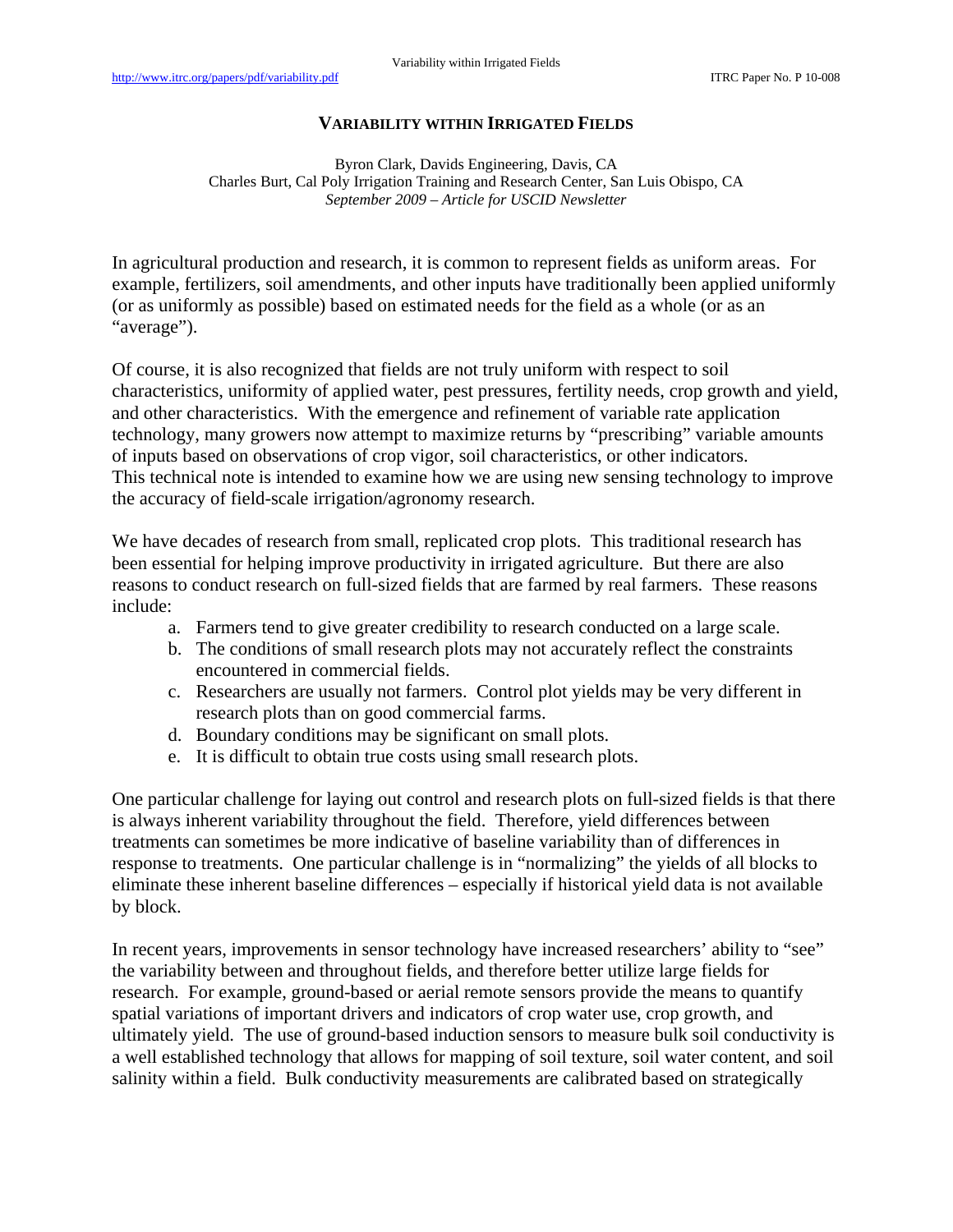# VARIABILITY WITHIN IRRIGATED FIELDS

Byron Clark, Davids Engineering, Davis, CA
Charles Burt, Cal Poly Irrigation Training and Research Center, San Luis Obispo, CA
*September 2009 – Article for USCID Newsletter*

In agricultural production and research, it is common to represent fields as uniform areas. For example, fertilizers, soil amendments, and other inputs have traditionally been applied uniformly (or as uniformly as possible) based on estimated needs for the field as a whole (or as an "average").

Of course, it is also recognized that fields are not truly uniform with respect to soil characteristics, uniformity of applied water, pest pressures, fertility needs, crop growth and yield, and other characteristics. With the emergence and refinement of variable rate application technology, many growers now attempt to maximize returns by "prescribing" variable amounts of inputs based on observations of crop vigor, soil characteristics, or other indicators. This technical note is intended to examine how we are using new sensing technology to improve the accuracy of field-scale irrigation/agronomy research.

We have decades of research from small, replicated crop plots. This traditional research has been essential for helping improve productivity in irrigated agriculture. But there are also reasons to conduct research on full-sized fields that are farmed by real farmers. These reasons include:

a. Farmers tend to give greater credibility to research conducted on a large scale.
b. The conditions of small research plots may not accurately reflect the constraints encountered in commercial fields.
c. Researchers are usually not farmers. Control plot yields may be very different in research plots than on good commercial farms.
d. Boundary conditions may be significant on small plots.
e. It is difficult to obtain true costs using small research plots.

One particular challenge for laying out control and research plots on full-sized fields is that there is always inherent variability throughout the field. Therefore, yield differences between treatments can sometimes be more indicative of baseline variability than of differences in response to treatments. One particular challenge is in "normalizing" the yields of all blocks to eliminate these inherent baseline differences – especially if historical yield data is not available by block.

In recent years, improvements in sensor technology have increased researchers' ability to "see" the variability between and throughout fields, and therefore better utilize large fields for research. For example, ground-based or aerial remote sensors provide the means to quantify spatial variations of important drivers and indicators of crop water use, crop growth, and ultimately yield. The use of ground-based induction sensors to measure bulk soil conductivity is a well established technology that allows for mapping of soil texture, soil water content, and soil salinity within a field. Bulk conductivity measurements are calibrated based on strategically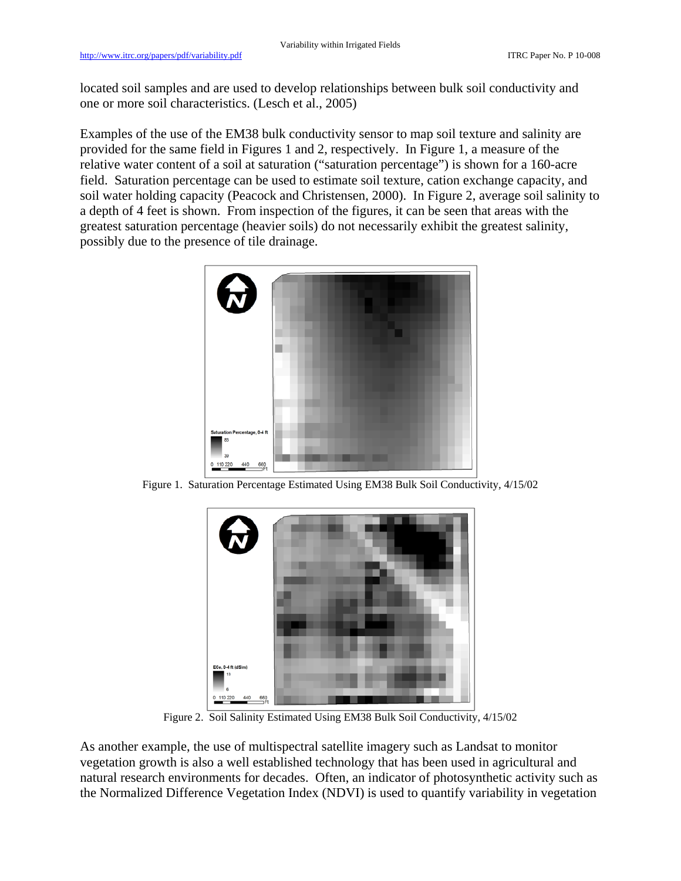located soil samples and are used to develop relationships between bulk soil conductivity and one or more soil characteristics. (Lesch et al., 2005)

Examples of the use of the EM38 bulk conductivity sensor to map soil texture and salinity are provided for the same field in Figures 1 and 2, respectively. In Figure 1, a measure of the relative water content of a soil at saturation ("saturation percentage") is shown for a 160-acre field. Saturation percentage can be used to estimate soil texture, cation exchange capacity, and soil water holding capacity (Peacock and Christensen, 2000). In Figure 2, average soil salinity to a depth of 4 feet is shown. From inspection of the figures, it can be seen that areas with the greatest saturation percentage (heavier soils) do not necessarily exhibit the greatest salinity, possibly due to the presence of tile drainage.

Figure 1. Saturation Percentage Estimated Using EM38 Bulk Soil Conductivity, 4/15/02

Figure 2. Soil Salinity Estimated Using EM38 Bulk Soil Conductivity, 4/15/02

As another example, the use of multispectral satellite imagery such as Landsat to monitor vegetation growth is also a well established technology that has been used in agricultural and natural research environments for decades. Often, an indicator of photosynthetic activity such as the Normalized Difference Vegetation Index (NDVI) is used to quantify variability in vegetation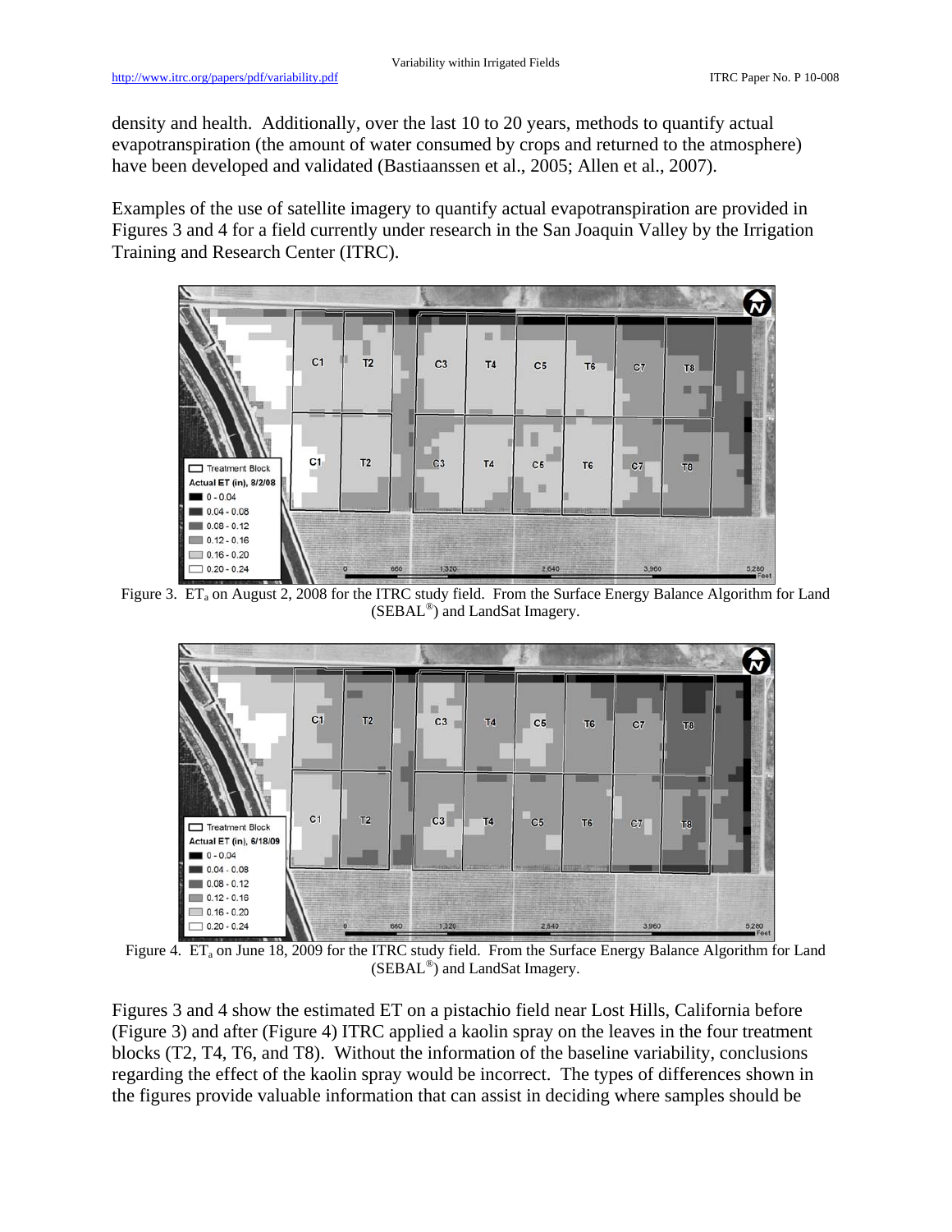density and health. Additionally, over the last 10 to 20 years, methods to quantify actual evapotranspiration (the amount of water consumed by crops and returned to the atmosphere) have been developed and validated (Bastiaanssen et al., 2005; Allen et al., 2007).

Examples of the use of satellite imagery to quantify actual evapotranspiration are provided in Figures 3 and 4 for a field currently under research in the San Joaquin Valley by the Irrigation Training and Research Center (ITRC).

Figure 3. $ET_a$ on August 2, 2008 for the ITRC study field. From the Surface Energy Balance Algorithm for Land (SEBAL®) and LandSat Imagery.

Figure 4. $ET_a$ on June 18, 2009 for the ITRC study field. From the Surface Energy Balance Algorithm for Land (SEBAL®) and LandSat Imagery.

Figures 3 and 4 show the estimated ET on a pistachio field near Lost Hills, California before (Figure 3) and after (Figure 4) ITRC applied a kaolin spray on the leaves in the four treatment blocks (T2, T4, T6, and T8). Without the information of the baseline variability, conclusions regarding the effect of the kaolin spray would be incorrect. The types of differences shown in the figures provide valuable information that can assist in deciding where samples should be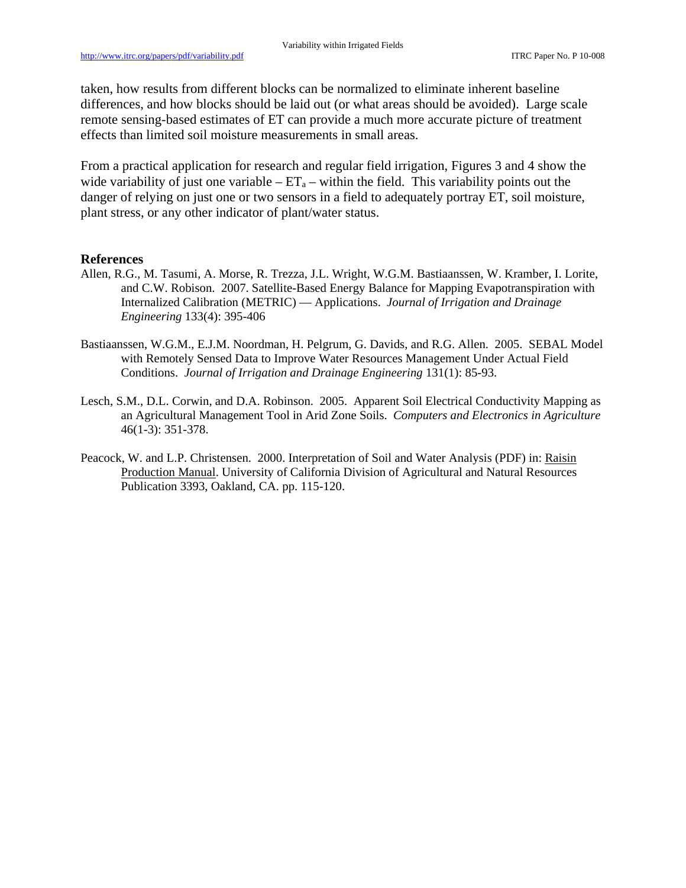taken, how results from different blocks can be normalized to eliminate inherent baseline differences, and how blocks should be laid out (or what areas should be avoided). Large scale remote sensing-based estimates of ET can provide a much more accurate picture of treatment effects than limited soil moisture measurements in small areas.

From a practical application for research and regular field irrigation, Figures 3 and 4 show the wide variability of just one variable – $ET_a$ – within the field. This variability points out the danger of relying on just one or two sensors in a field to adequately portray ET, soil moisture, plant stress, or any other indicator of plant/water status.

## References

Allen, R.G., M. Tasumi, A. Morse, R. Trezza, J.L. Wright, W.G.M. Bastiaanssen, W. Kramber, I. Lorite, and C.W. Robison. 2007. Satellite-Based Energy Balance for Mapping Evapotranspiration with Internalized Calibration (METRIC) — Applications. *Journal of Irrigation and Drainage Engineering* 133(4): 395-406

Bastiaanssen, W.G.M., E.J.M. Noordman, H. Pelgrum, G. Davids, and R.G. Allen. 2005. SEBAL Model with Remotely Sensed Data to Improve Water Resources Management Under Actual Field Conditions. *Journal of Irrigation and Drainage Engineering* 131(1): 85-93.

Lesch, S.M., D.L. Corwin, and D.A. Robinson. 2005. Apparent Soil Electrical Conductivity Mapping as an Agricultural Management Tool in Arid Zone Soils. *Computers and Electronics in Agriculture* 46(1-3): 351-378.

Peacock, W. and L.P. Christensen. 2000. Interpretation of Soil and Water Analysis (PDF) in: Raisin Production Manual. University of California Division of Agricultural and Natural Resources Publication 3393, Oakland, CA. pp. 115-120.